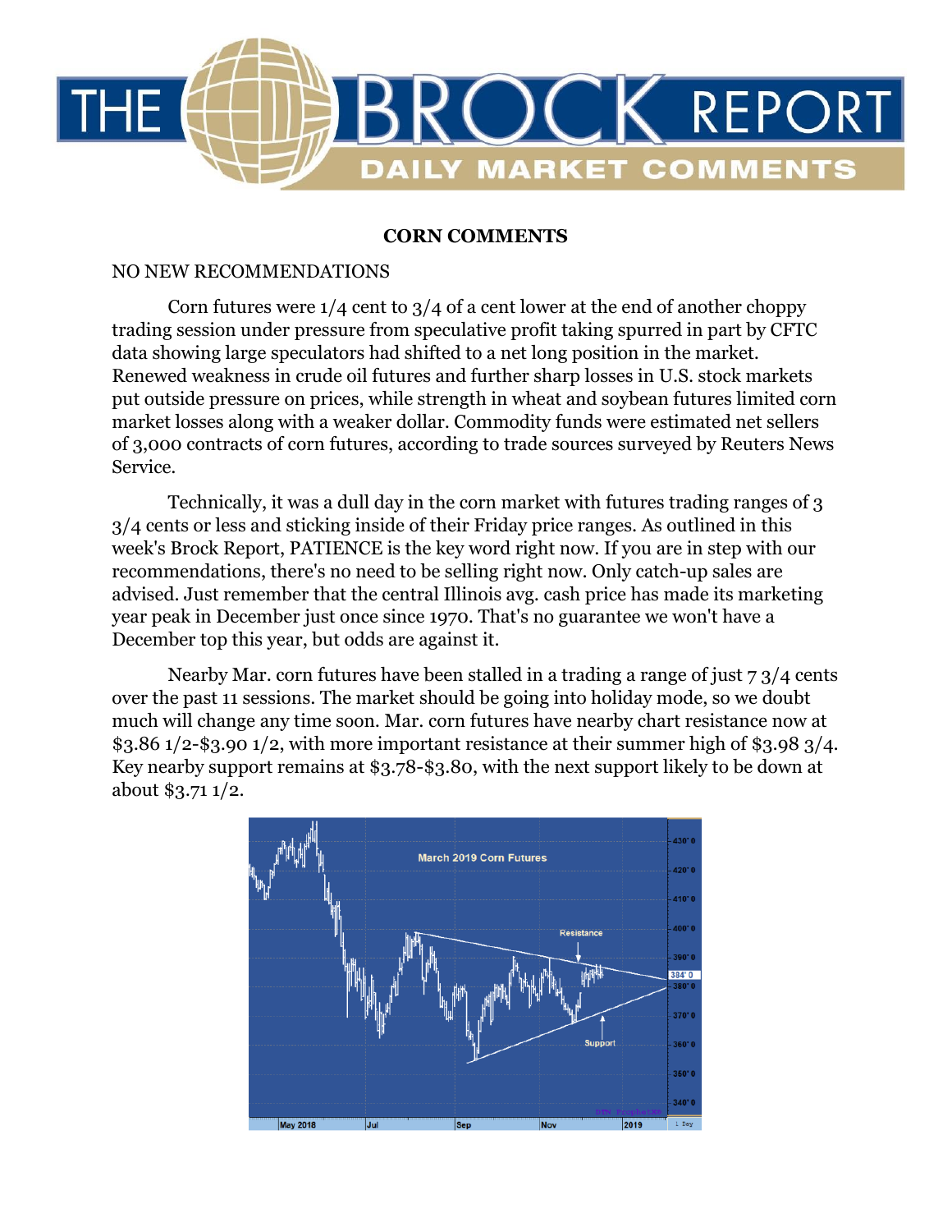# CORN COMMENTS

NO NEW RECOMMENDATIONS

Corn futures were 1/4 cent to 3/4 of a cent lower at the end of another choppy trading session under pressure from speculative profit taking spurred in part by CFTC data showing large speculators had shifted to a net long position in the market. Renewed weakness in crude oil futures and further sharp losses in U.S. stock markets put outside pressure on prices, while strength in wheat and soybean futures limited corn market losses along with a weaker dollar. Commodity funds were estimated net sellers of 3,000 contracts of corn futures, according to trade sources surveyed by Reuters News Service.

Technically, it was a dull day in the corn market with futures trading ranges of 3 3/4 cents or less and sticking inside of their Friday price ranges. As outlined in this week's Brock Report, PATIENCE is the key word right now. If you are in step with our recommendations, there's no need to be selling right now. Only catch-up sales are advised. Just remember that the central Illinois avg. cash price has made its marketing year peak in December just once since 1970. That's no guarantee we won't have a December top this year, but odds are against it.

Nearby Mar. corn futures have been stalled in a trading a range of just 7 3/4 cents over the past 11 sessions. The market should be going into holiday mode, so we doubt much will change any time soon. Mar. corn futures have nearby chart resistance now at \$3.86 1/2-\$3.90 1/2, with more important resistance at their summer high of \$3.98 3/4. Key nearby support remains at \$3.78-\$3.80, with the next support likely to be down at about \$3.71 1/2.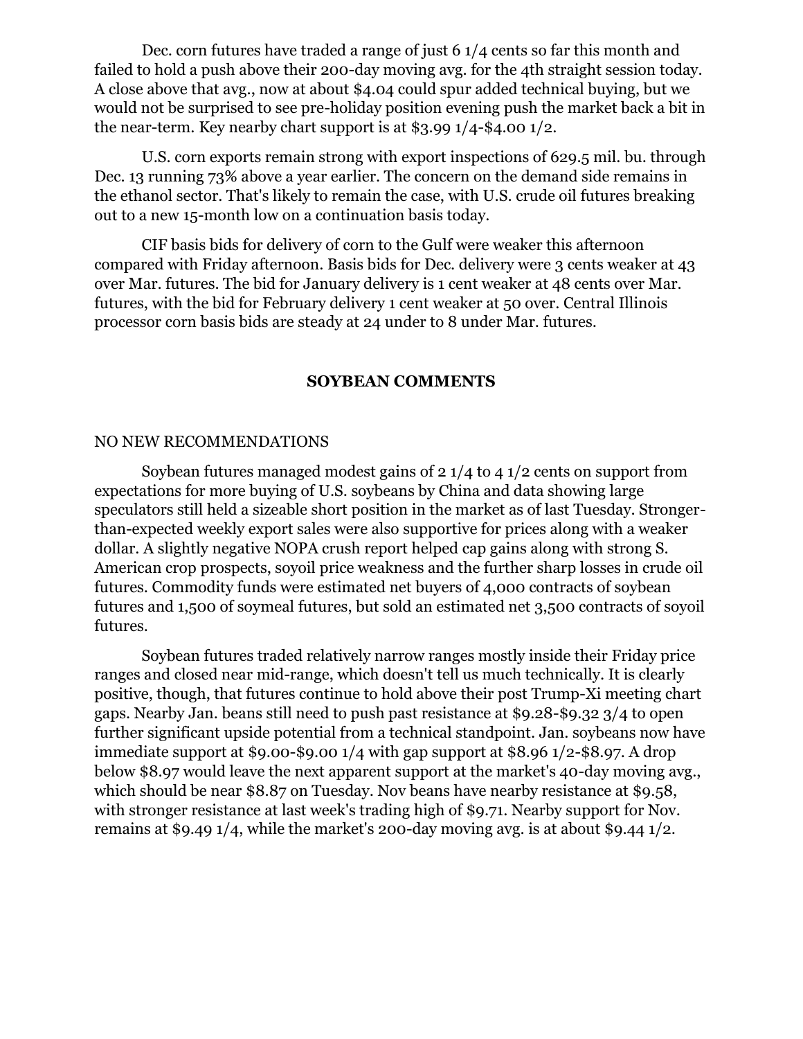Dec. corn futures have traded a range of just 6 1/4 cents so far this month and failed to hold a push above their 200-day moving avg. for the 4th straight session today. A close above that avg., now at about $4.04 could spur added technical buying, but we would not be surprised to see pre-holiday position evening push the market back a bit in the near-term. Key nearby chart support is at $3.99 1/4-$4.00 1/2.

U.S. corn exports remain strong with export inspections of 629.5 mil. bu. through Dec. 13 running 73% above a year earlier. The concern on the demand side remains in the ethanol sector. That's likely to remain the case, with U.S. crude oil futures breaking out to a new 15-month low on a continuation basis today.

CIF basis bids for delivery of corn to the Gulf were weaker this afternoon compared with Friday afternoon. Basis bids for Dec. delivery were 3 cents weaker at 43 over Mar. futures. The bid for January delivery is 1 cent weaker at 48 cents over Mar. futures, with the bid for February delivery 1 cent weaker at 50 over. Central Illinois processor corn basis bids are steady at 24 under to 8 under Mar. futures.

## SOYBEAN COMMENTS

NO NEW RECOMMENDATIONS

Soybean futures managed modest gains of 2 1/4 to 4 1/2 cents on support from expectations for more buying of U.S. soybeans by China and data showing large speculators still held a sizeable short position in the market as of last Tuesday. Stronger-than-expected weekly export sales were also supportive for prices along with a weaker dollar. A slightly negative NOPA crush report helped cap gains along with strong S. American crop prospects, soyoil price weakness and the further sharp losses in crude oil futures. Commodity funds were estimated net buyers of 4,000 contracts of soybean futures and 1,500 of soymeal futures, but sold an estimated net 3,500 contracts of soyoil futures.

Soybean futures traded relatively narrow ranges mostly inside their Friday price ranges and closed near mid-range, which doesn't tell us much technically. It is clearly positive, though, that futures continue to hold above their post Trump-Xi meeting chart gaps. Nearby Jan. beans still need to push past resistance at $9.28-$9.32 3/4 to open further significant upside potential from a technical standpoint. Jan. soybeans now have immediate support at $9.00-$9.00 1/4 with gap support at $8.96 1/2-$8.97. A drop below $8.97 would leave the next apparent support at the market's 40-day moving avg., which should be near $8.87 on Tuesday. Nov beans have nearby resistance at $9.58, with stronger resistance at last week's trading high of $9.71. Nearby support for Nov. remains at $9.49 1/4, while the market's 200-day moving avg. is at about $9.44 1/2.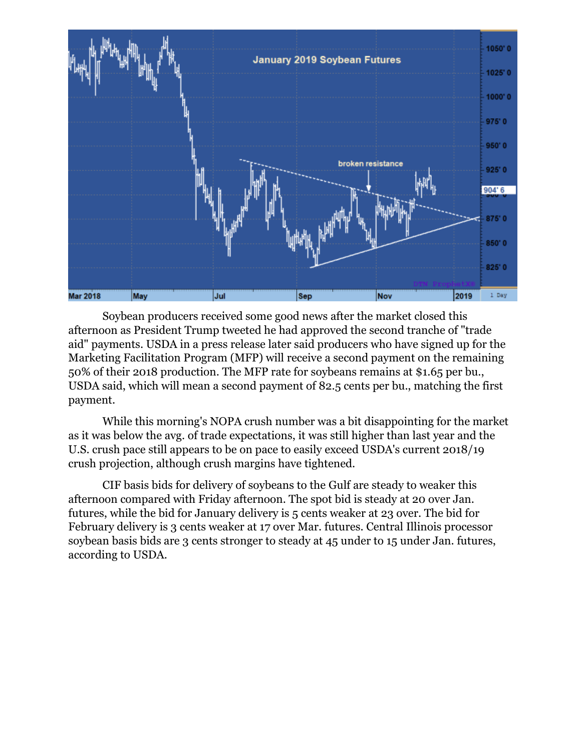Soybean producers received some good news after the market closed this afternoon as President Trump tweeted he had approved the second tranche of "trade aid" payments. USDA in a press release later said producers who have signed up for the Marketing Facilitation Program (MFP) will receive a second payment on the remaining 50% of their 2018 production. The MFP rate for soybeans remains at $1.65 per bu., USDA said, which will mean a second payment of 82.5 cents per bu., matching the first payment.

While this morning's NOPA crush number was a bit disappointing for the market as it was below the avg. of trade expectations, it was still higher than last year and the U.S. crush pace still appears to be on pace to easily exceed USDA's current 2018/19 crush projection, although crush margins have tightened.

CIF basis bids for delivery of soybeans to the Gulf are steady to weaker this afternoon compared with Friday afternoon. The spot bid is steady at 20 over Jan. futures, while the bid for January delivery is 5 cents weaker at 23 over. The bid for February delivery is 3 cents weaker at 17 over Mar. futures. Central Illinois processor soybean basis bids are 3 cents stronger to steady at 45 under to 15 under Jan. futures, according to USDA.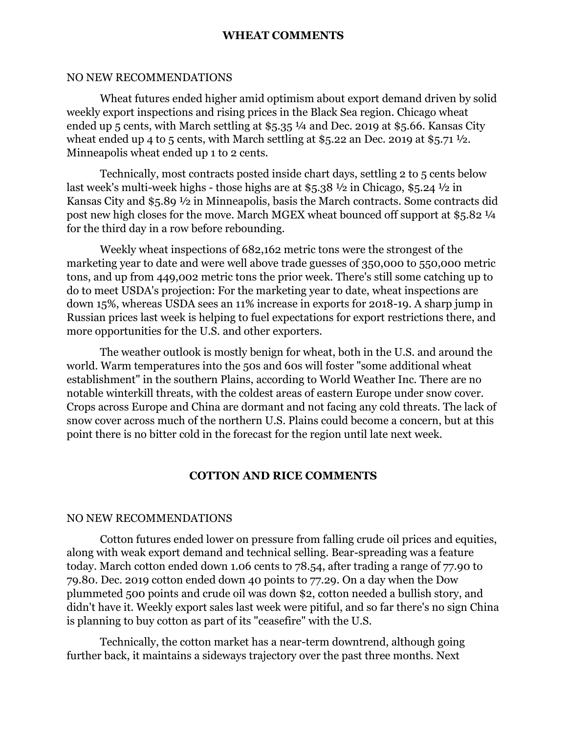## WHEAT COMMENTS

NO NEW RECOMMENDATIONS

Wheat futures ended higher amid optimism about export demand driven by solid weekly export inspections and rising prices in the Black Sea region. Chicago wheat ended up 5 cents, with March settling at $5.35 ¼ and Dec. 2019 at $5.66. Kansas City wheat ended up 4 to 5 cents, with March settling at $5.22 an Dec. 2019 at $5.71 ½. Minneapolis wheat ended up 1 to 2 cents.

Technically, most contracts posted inside chart days, settling 2 to 5 cents below last week's multi-week highs - those highs are at $5.38 ½ in Chicago, $5.24 ½ in Kansas City and $5.89 ½ in Minneapolis, basis the March contracts. Some contracts did post new high closes for the move. March MGEX wheat bounced off support at $5.82 ¼ for the third day in a row before rebounding.

Weekly wheat inspections of 682,162 metric tons were the strongest of the marketing year to date and were well above trade guesses of 350,000 to 550,000 metric tons, and up from 449,002 metric tons the prior week. There's still some catching up to do to meet USDA's projection: For the marketing year to date, wheat inspections are down 15%, whereas USDA sees an 11% increase in exports for 2018-19. A sharp jump in Russian prices last week is helping to fuel expectations for export restrictions there, and more opportunities for the U.S. and other exporters.

The weather outlook is mostly benign for wheat, both in the U.S. and around the world. Warm temperatures into the 50s and 60s will foster "some additional wheat establishment" in the southern Plains, according to World Weather Inc. There are no notable winterkill threats, with the coldest areas of eastern Europe under snow cover. Crops across Europe and China are dormant and not facing any cold threats. The lack of snow cover across much of the northern U.S. Plains could become a concern, but at this point there is no bitter cold in the forecast for the region until late next week.

## COTTON AND RICE COMMENTS

NO NEW RECOMMENDATIONS

Cotton futures ended lower on pressure from falling crude oil prices and equities, along with weak export demand and technical selling. Bear-spreading was a feature today. March cotton ended down 1.06 cents to 78.54, after trading a range of 77.90 to 79.80. Dec. 2019 cotton ended down 40 points to 77.29. On a day when the Dow plummeted 500 points and crude oil was down $2, cotton needed a bullish story, and didn't have it. Weekly export sales last week were pitiful, and so far there's no sign China is planning to buy cotton as part of its "ceasefire" with the U.S.

Technically, the cotton market has a near-term downtrend, although going further back, it maintains a sideways trajectory over the past three months. Next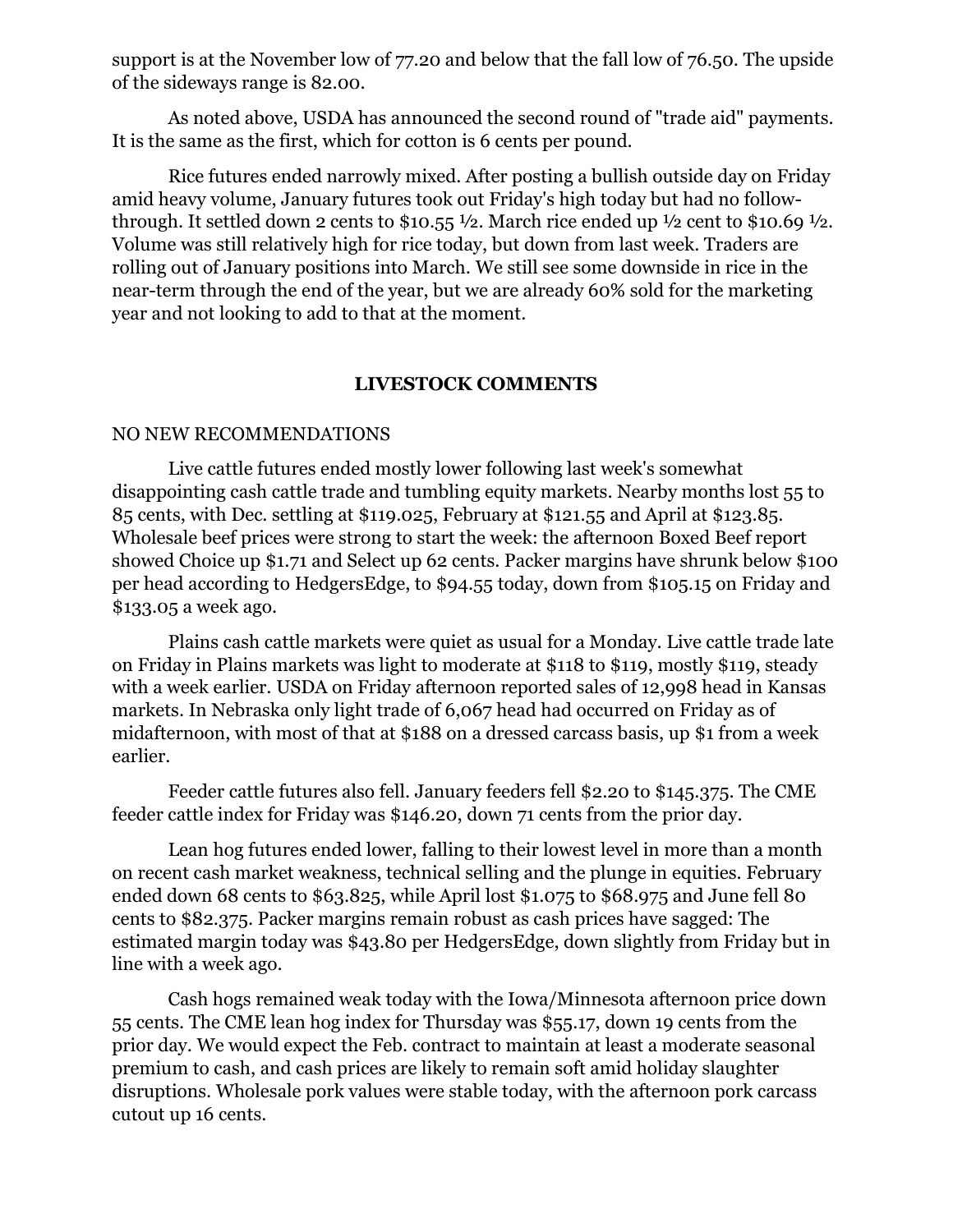support is at the November low of 77.20 and below that the fall low of 76.50. The upside of the sideways range is 82.00.

As noted above, USDA has announced the second round of "trade aid" payments. It is the same as the first, which for cotton is 6 cents per pound.

Rice futures ended narrowly mixed. After posting a bullish outside day on Friday amid heavy volume, January futures took out Friday's high today but had no follow-through. It settled down 2 cents to $10.55 ½. March rice ended up ½ cent to $10.69 ½. Volume was still relatively high for rice today, but down from last week. Traders are rolling out of January positions into March. We still see some downside in rice in the near-term through the end of the year, but we are already 60% sold for the marketing year and not looking to add to that at the moment.

## LIVESTOCK COMMENTS

NO NEW RECOMMENDATIONS

Live cattle futures ended mostly lower following last week's somewhat disappointing cash cattle trade and tumbling equity markets. Nearby months lost 55 to 85 cents, with Dec. settling at $119.025, February at $121.55 and April at $123.85. Wholesale beef prices were strong to start the week: the afternoon Boxed Beef report showed Choice up $1.71 and Select up 62 cents. Packer margins have shrunk below $100 per head according to HedgersEdge, to $94.55 today, down from $105.15 on Friday and $133.05 a week ago.

Plains cash cattle markets were quiet as usual for a Monday. Live cattle trade late on Friday in Plains markets was light to moderate at $118 to $119, mostly $119, steady with a week earlier. USDA on Friday afternoon reported sales of 12,998 head in Kansas markets. In Nebraska only light trade of 6,067 head had occurred on Friday as of midafternoon, with most of that at $188 on a dressed carcass basis, up $1 from a week earlier.

Feeder cattle futures also fell. January feeders fell $2.20 to $145.375. The CME feeder cattle index for Friday was $146.20, down 71 cents from the prior day.

Lean hog futures ended lower, falling to their lowest level in more than a month on recent cash market weakness, technical selling and the plunge in equities. February ended down 68 cents to $63.825, while April lost $1.075 to $68.975 and June fell 80 cents to $82.375. Packer margins remain robust as cash prices have sagged: The estimated margin today was $43.80 per HedgersEdge, down slightly from Friday but in line with a week ago.

Cash hogs remained weak today with the Iowa/Minnesota afternoon price down 55 cents. The CME lean hog index for Thursday was $55.17, down 19 cents from the prior day. We would expect the Feb. contract to maintain at least a moderate seasonal premium to cash, and cash prices are likely to remain soft amid holiday slaughter disruptions. Wholesale pork values were stable today, with the afternoon pork carcass cutout up 16 cents.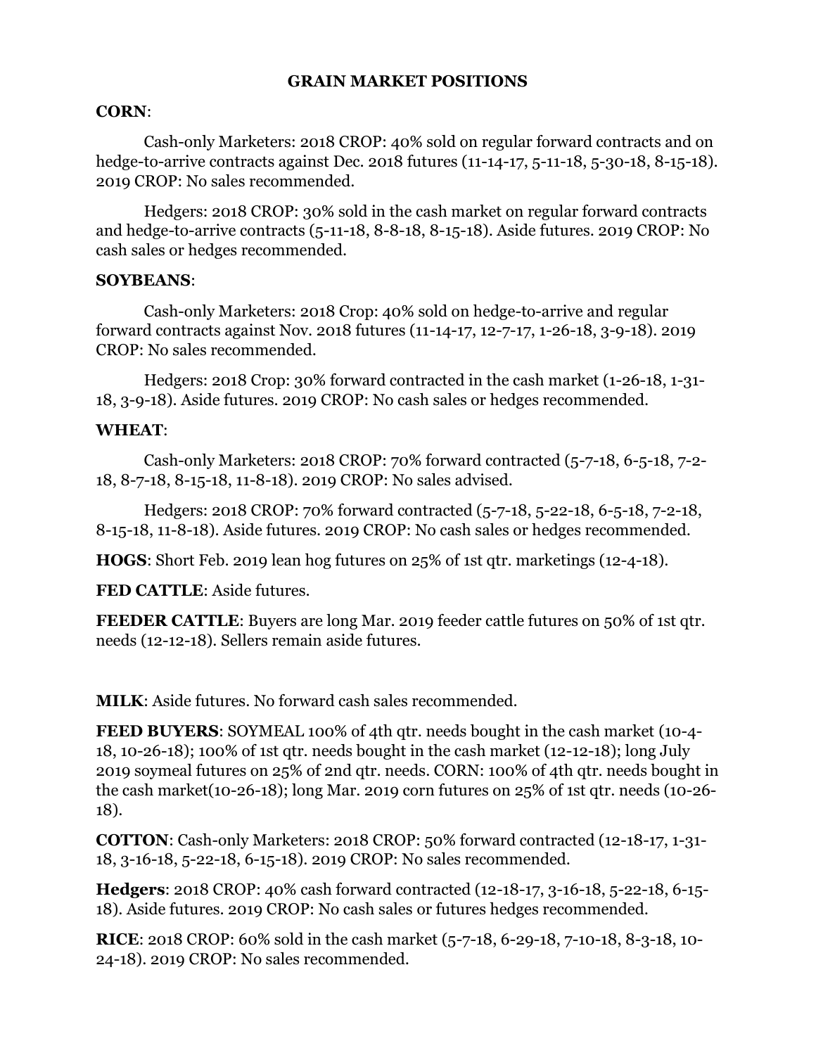## GRAIN MARKET POSITIONS

**CORN**:

Cash-only Marketers: 2018 CROP: 40% sold on regular forward contracts and on hedge-to-arrive contracts against Dec. 2018 futures (11-14-17, 5-11-18, 5-30-18, 8-15-18). 2019 CROP: No sales recommended.

Hedgers: 2018 CROP: 30% sold in the cash market on regular forward contracts and hedge-to-arrive contracts (5-11-18, 8-8-18, 8-15-18). Aside futures. 2019 CROP: No cash sales or hedges recommended.

**SOYBEANS**:

Cash-only Marketers: 2018 Crop: 40% sold on hedge-to-arrive and regular forward contracts against Nov. 2018 futures (11-14-17, 12-7-17, 1-26-18, 3-9-18). 2019 CROP: No sales recommended.

Hedgers: 2018 Crop: 30% forward contracted in the cash market (1-26-18, 1-31-18, 3-9-18). Aside futures. 2019 CROP: No cash sales or hedges recommended.

**WHEAT**:

Cash-only Marketers: 2018 CROP: 70% forward contracted (5-7-18, 6-5-18, 7-2-18, 8-7-18, 8-15-18, 11-8-18). 2019 CROP: No sales advised.

Hedgers: 2018 CROP: 70% forward contracted (5-7-18, 5-22-18, 6-5-18, 7-2-18, 8-15-18, 11-8-18). Aside futures. 2019 CROP: No cash sales or hedges recommended.

**HOGS**: Short Feb. 2019 lean hog futures on 25% of 1st qtr. marketings (12-4-18).

**FED CATTLE**: Aside futures.

**FEEDER CATTLE**: Buyers are long Mar. 2019 feeder cattle futures on 50% of 1st qtr. needs (12-12-18). Sellers remain aside futures.

**MILK**: Aside futures. No forward cash sales recommended.

**FEED BUYERS**: SOYMEAL 100% of 4th qtr. needs bought in the cash market (10-4-18, 10-26-18); 100% of 1st qtr. needs bought in the cash market (12-12-18); long July 2019 soymeal futures on 25% of 2nd qtr. needs. CORN: 100% of 4th qtr. needs bought in the cash market(10-26-18); long Mar. 2019 corn futures on 25% of 1st qtr. needs (10-26-18).

**COTTON**: Cash-only Marketers: 2018 CROP: 50% forward contracted (12-18-17, 1-31-18, 3-16-18, 5-22-18, 6-15-18). 2019 CROP: No sales recommended.

**Hedgers**: 2018 CROP: 40% cash forward contracted (12-18-17, 3-16-18, 5-22-18, 6-15-18). Aside futures. 2019 CROP: No cash sales or futures hedges recommended.

**RICE**: 2018 CROP: 60% sold in the cash market (5-7-18, 6-29-18, 7-10-18, 8-3-18, 10-24-18). 2019 CROP: No sales recommended.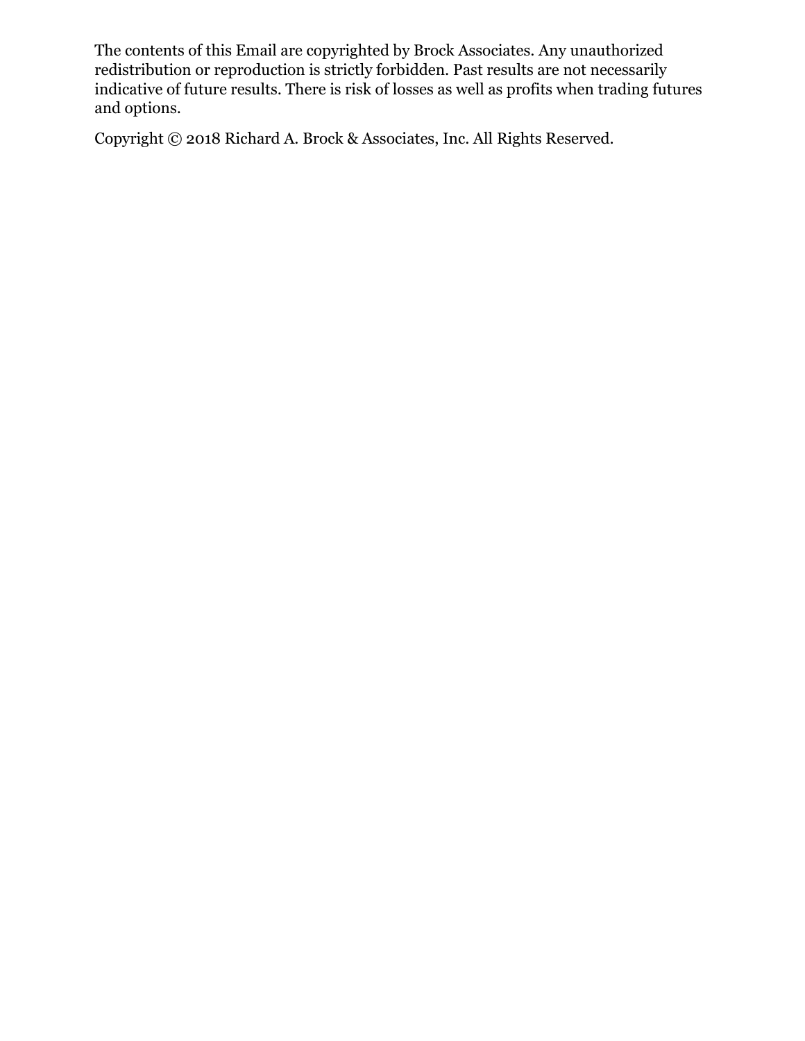The contents of this Email are copyrighted by Brock Associates. Any unauthorized redistribution or reproduction is strictly forbidden. Past results are not necessarily indicative of future results. There is risk of losses as well as profits when trading futures and options.

Copyright © 2018 Richard A. Brock & Associates, Inc. All Rights Reserved.